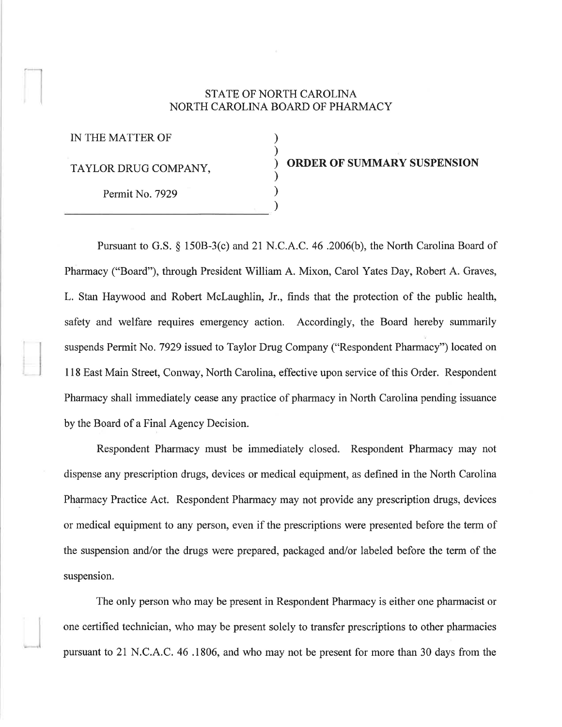STATE OF NORTH CAROLINA
NORTH CAROLINA BOARD OF PHARMACY

| | |
|---|---|
| IN THE MATTER OF<br><br>TAYLOR DRUG COMPANY,<br><br>Permit No. 7929 | **ORDER OF SUMMARY SUSPENSION** |

Pursuant to G.S. § 150B-3(c) and 21 N.C.A.C. 46 .2006(b), the North Carolina Board of Pharmacy ("Board"), through President William A. Mixon, Carol Yates Day, Robert A. Graves, L. Stan Haywood and Robert McLaughlin, Jr., finds that the protection of the public health, safety and welfare requires emergency action. Accordingly, the Board hereby summarily suspends Permit No. 7929 issued to Taylor Drug Company ("Respondent Pharmacy") located on 118 East Main Street, Conway, North Carolina, effective upon service of this Order. Respondent Pharmacy shall immediately cease any practice of pharmacy in North Carolina pending issuance by the Board of a Final Agency Decision.

Respondent Pharmacy must be immediately closed. Respondent Pharmacy may not dispense any prescription drugs, devices or medical equipment, as defined in the North Carolina Pharmacy Practice Act. Respondent Pharmacy may not provide any prescription drugs, devices or medical equipment to any person, even if the prescriptions were presented before the term of the suspension and/or the drugs were prepared, packaged and/or labeled before the term of the suspension.

The only person who may be present in Respondent Pharmacy is either one pharmacist or one certified technician, who may be present solely to transfer prescriptions to other pharmacies pursuant to 21 N.C.A.C. 46 .1806, and who may not be present for more than 30 days from the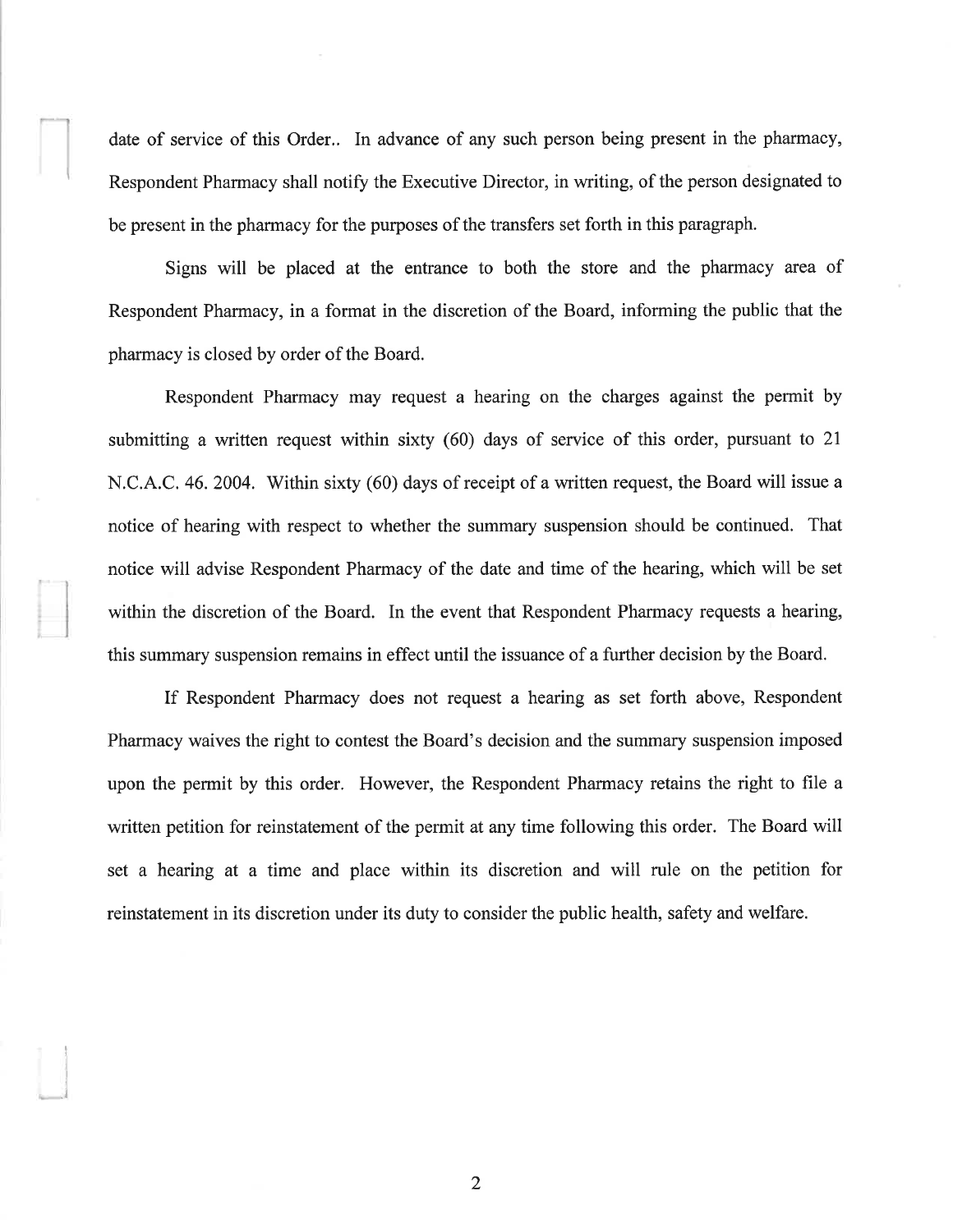date of service of this Order.. In advance of any such person being present in the pharmacy, Respondent Pharmacy shall notify the Executive Director, in writing, of the person designated to be present in the pharmacy for the purposes of the transfers set forth in this paragraph.

Signs will be placed at the entrance to both the store and the pharmacy area of Respondent Pharmacy, in a format in the discretion of the Board, informing the public that the pharmacy is closed by order of the Board.

Respondent Pharmacy may request a hearing on the charges against the permit by submitting a written request within sixty (60) days of service of this order, pursuant to 21 N.C.A.C. 46. 2004. Within sixty (60) days of receipt of a written request, the Board will issue a notice of hearing with respect to whether the summary suspension should be continued. That notice will advise Respondent Pharmacy of the date and time of the hearing, which will be set within the discretion of the Board. In the event that Respondent Pharmacy requests a hearing, this summary suspension remains in effect until the issuance of a further decision by the Board.

If Respondent Pharmacy does not request a hearing as set forth above, Respondent Pharmacy waives the right to contest the Board's decision and the summary suspension imposed upon the permit by this order. However, the Respondent Pharmacy retains the right to file a written petition for reinstatement of the permit at any time following this order. The Board will set a hearing at a time and place within its discretion and will rule on the petition for reinstatement in its discretion under its duty to consider the public health, safety and welfare.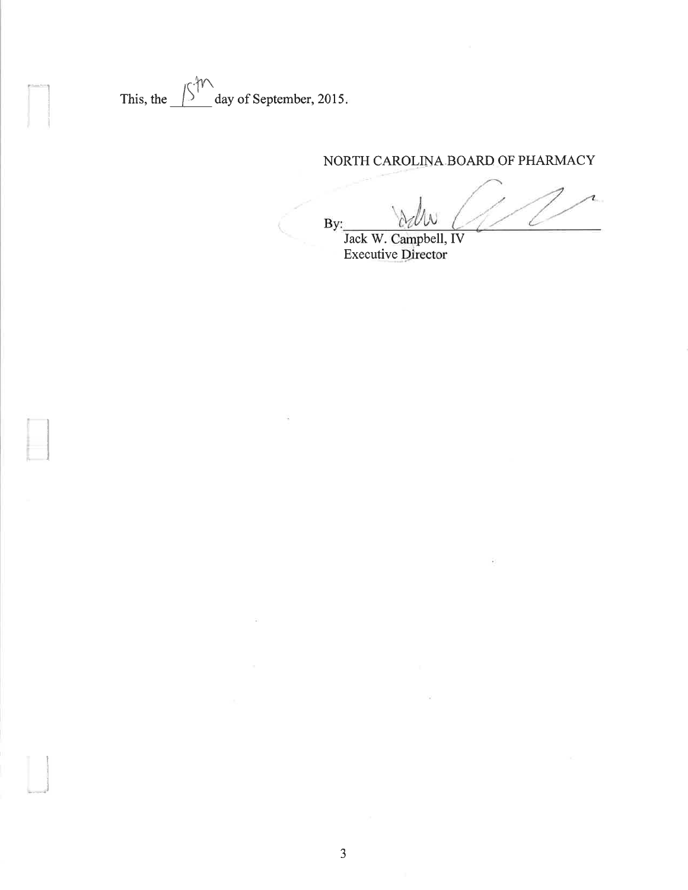This, the 15th day of September, 2015.

NORTH CAROLINA BOARD OF PHARMACY

By: ____________________

Jack W. Campbell, IV
Executive Director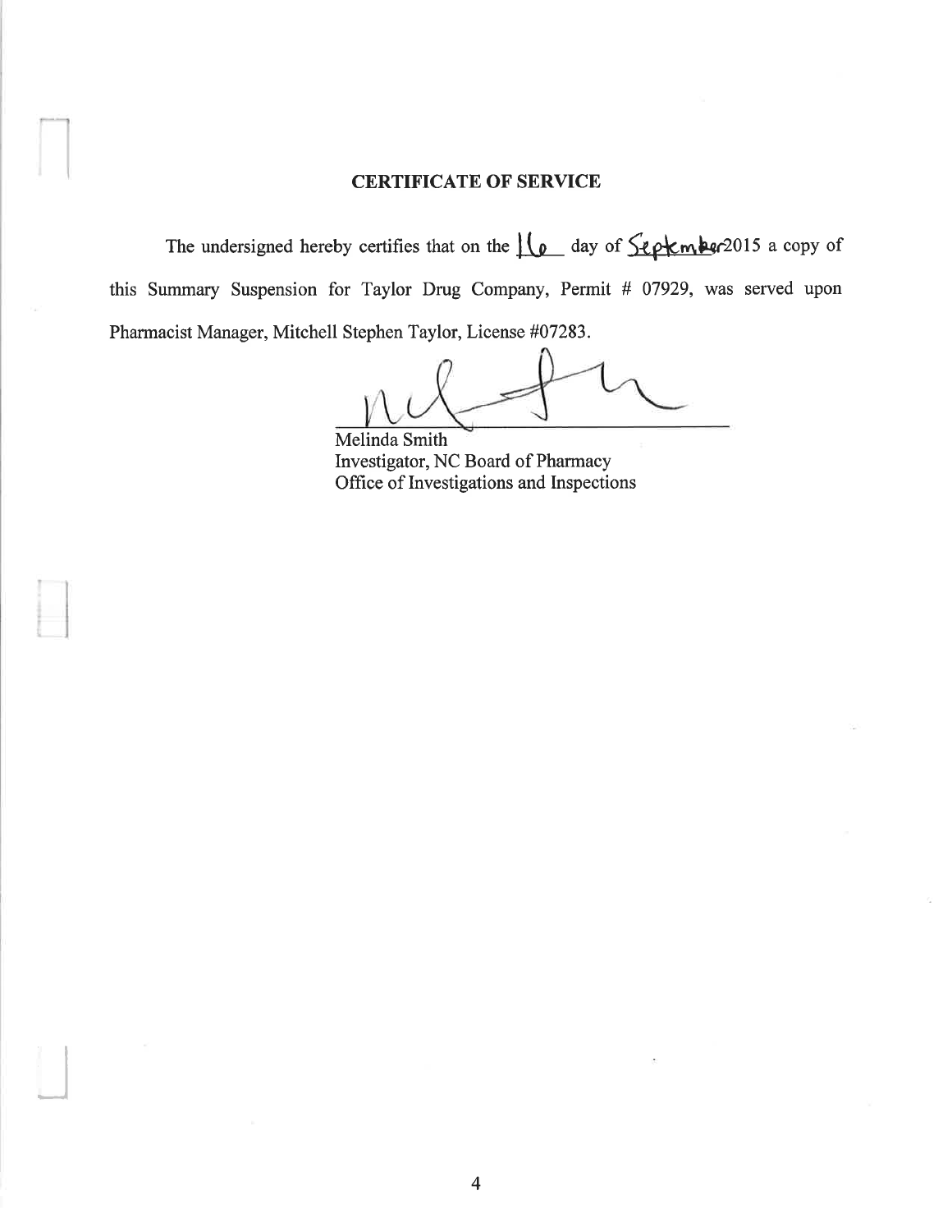## CERTIFICATE OF SERVICE

The undersigned hereby certifies that on the 16 day of September 2015 a copy of this Summary Suspension for Taylor Drug Company, Permit # 07929, was served upon Pharmacist Manager, Mitchell Stephen Taylor, License #07283.

Melinda Smith  
Investigator, NC Board of Pharmacy  
Office of Investigations and Inspections